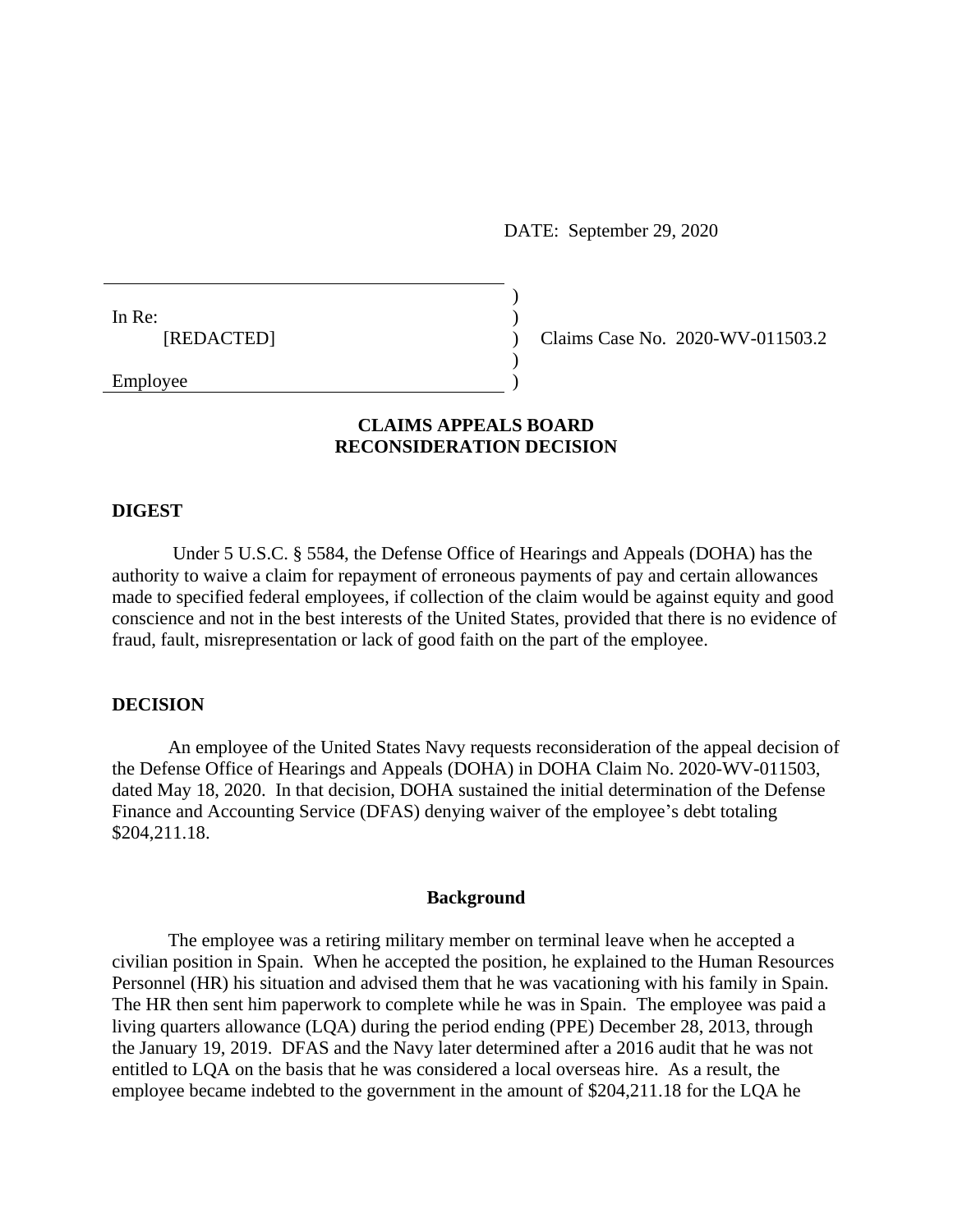DATE: September 29, 2020

In Re:
[REDACTED]

Employee

Claims Case No. 2020-WV-011503.2

**CLAIMS APPEALS BOARD**
**RECONSIDERATION DECISION**

## DIGEST

Under 5 U.S.C. § 5584, the Defense Office of Hearings and Appeals (DOHA) has the authority to waive a claim for repayment of erroneous payments of pay and certain allowances made to specified federal employees, if collection of the claim would be against equity and good conscience and not in the best interests of the United States, provided that there is no evidence of fraud, fault, misrepresentation or lack of good faith on the part of the employee.

## DECISION

An employee of the United States Navy requests reconsideration of the appeal decision of the Defense Office of Hearings and Appeals (DOHA) in DOHA Claim No. 2020-WV-011503, dated May 18, 2020. In that decision, DOHA sustained the initial determination of the Defense Finance and Accounting Service (DFAS) denying waiver of the employee's debt totaling $204,211.18.

### Background

The employee was a retiring military member on terminal leave when he accepted a civilian position in Spain. When he accepted the position, he explained to the Human Resources Personnel (HR) his situation and advised them that he was vacationing with his family in Spain. The HR then sent him paperwork to complete while he was in Spain. The employee was paid a living quarters allowance (LQA) during the period ending (PPE) December 28, 2013, through the January 19, 2019. DFAS and the Navy later determined after a 2016 audit that he was not entitled to LQA on the basis that he was considered a local overseas hire. As a result, the employee became indebted to the government in the amount of $204,211.18 for the LQA he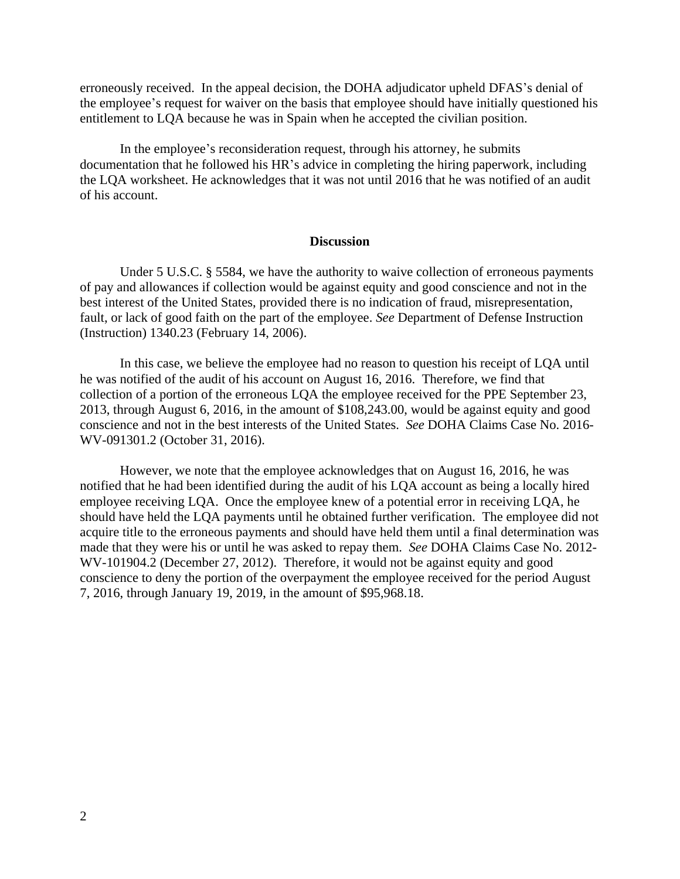erroneously received. In the appeal decision, the DOHA adjudicator upheld DFAS's denial of the employee's request for waiver on the basis that employee should have initially questioned his entitlement to LQA because he was in Spain when he accepted the civilian position.

In the employee's reconsideration request, through his attorney, he submits documentation that he followed his HR's advice in completing the hiring paperwork, including the LQA worksheet. He acknowledges that it was not until 2016 that he was notified of an audit of his account.

**Discussion**

Under 5 U.S.C. § 5584, we have the authority to waive collection of erroneous payments of pay and allowances if collection would be against equity and good conscience and not in the best interest of the United States, provided there is no indication of fraud, misrepresentation, fault, or lack of good faith on the part of the employee. *See* Department of Defense Instruction (Instruction) 1340.23 (February 14, 2006).

In this case, we believe the employee had no reason to question his receipt of LQA until he was notified of the audit of his account on August 16, 2016. Therefore, we find that collection of a portion of the erroneous LQA the employee received for the PPE September 23, 2013, through August 6, 2016, in the amount of $108,243.00, would be against equity and good conscience and not in the best interests of the United States. *See* DOHA Claims Case No. 2016-WV-091301.2 (October 31, 2016).

However, we note that the employee acknowledges that on August 16, 2016, he was notified that he had been identified during the audit of his LQA account as being a locally hired employee receiving LQA. Once the employee knew of a potential error in receiving LQA, he should have held the LQA payments until he obtained further verification. The employee did not acquire title to the erroneous payments and should have held them until a final determination was made that they were his or until he was asked to repay them. *See* DOHA Claims Case No. 2012-WV-101904.2 (December 27, 2012). Therefore, it would not be against equity and good conscience to deny the portion of the overpayment the employee received for the period August 7, 2016, through January 19, 2019, in the amount of $95,968.18.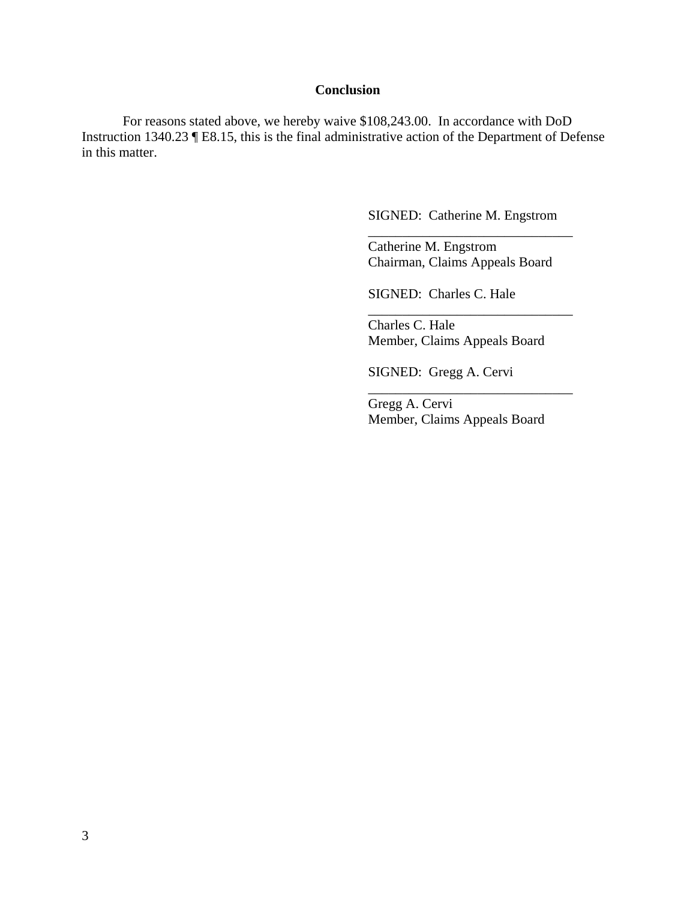**Conclusion**

For reasons stated above, we hereby waive $108,243.00. In accordance with DoD Instruction 1340.23 ¶ E8.15, this is the final administrative action of the Department of Defense in this matter.

SIGNED: Catherine M. Engstrom

______________________________

Catherine M. Engstrom
Chairman, Claims Appeals Board

SIGNED: Charles C. Hale

______________________________

Charles C. Hale
Member, Claims Appeals Board

SIGNED: Gregg A. Cervi

______________________________

Gregg A. Cervi
Member, Claims Appeals Board